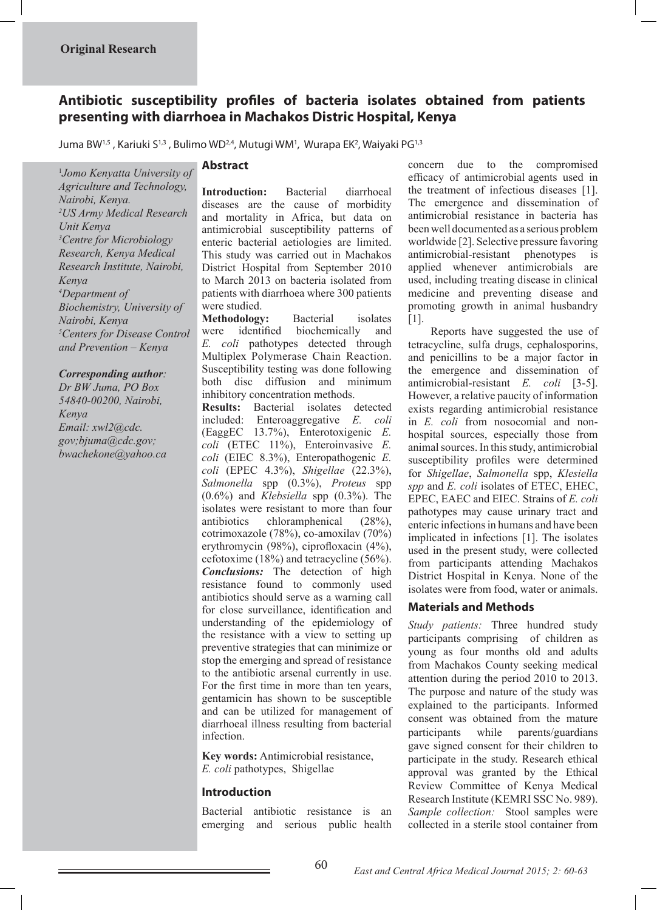Original Research

# Antibiotic susceptibility profiles of bacteria isolates obtained from patients presenting with diarrhoea in Machakos Distric Hospital, Kenya

Juma BW[1,5], Kariuki S[1,3], Bulimo WD[2,4], Mutugi WM[1], Wurapa EK[2], Waiyaki PG[1,3]

*[1]Jomo Kenyatta University of Agriculture and Technology, Nairobi, Kenya.*
*[2]US Army Medical Research Unit Kenya*
*[3]Centre for Microbiology Research, Kenya Medical Research Institute, Nairobi, Kenya*
*[4]Department of Biochemistry, University of Nairobi, Kenya*
*[5]Centers for Disease Control and Prevention – Kenya*

***Corresponding author:***
*Dr BW Juma, PO Box 54840-00200, Nairobi, Kenya*
*Email: xwl2@cdc.gov;bjuma@cdc.gov; bwachekone@yahoo.ca*

## Abstract

**Introduction:** Bacterial diarrhoeal diseases are the cause of morbidity and mortality in Africa, but data on antimicrobial susceptibility patterns of enteric bacterial aetiologies are limited. This study was carried out in Machakos District Hospital from September 2010 to March 2013 on bacteria isolated from patients with diarrhoea where 300 patients were studied.

**Methodology:** Bacterial isolates were identified biochemically and *E. coli* pathotypes detected through Multiplex Polymerase Chain Reaction. Susceptibility testing was done following both disc diffusion and minimum inhibitory concentration methods.

**Results:** Bacterial isolates detected included: Enteroaggregative *E. coli* (EaggEC 13.7%), Enterotoxigenic *E. coli* (ETEC 11%), Enteroinvasive *E. coli* (EIEC 8.3%), Enteropathogenic *E. coli* (EPEC 4.3%), *Shigellae* (22.3%), *Salmonella* spp (0.3%), *Proteus* spp (0.6%) and *Klebsiella* spp (0.3%). The isolates were resistant to more than four antibiotics chloramphenical (28%), cotrimoxazole (78%), co-amoxilav (70%) erythromycin (98%), ciprofloxacin (4%), cefotoxime (18%) and tetracycline (56%).

***Conclusions:*** The detection of high resistance found to commonly used antibiotics should serve as a warning call for close surveillance, identification and understanding of the epidemiology of the resistance with a view to setting up preventive strategies that can minimize or stop the emerging and spread of resistance to the antibiotic arsenal currently in use. For the first time in more than ten years, gentamicin has shown to be susceptible and can be utilized for management of diarrhoeal illness resulting from bacterial infection.

**Key words:** Antimicrobial resistance, *E. coli* pathotypes, Shigellae

## Introduction

Bacterial antibiotic resistance is an emerging and serious public health concern due to the compromised efficacy of antimicrobial agents used in the treatment of infectious diseases [1]. The emergence and dissemination of antimicrobial resistance in bacteria has been well documented as a serious problem worldwide [2]. Selective pressure favoring antimicrobial-resistant phenotypes is applied whenever antimicrobials are used, including treating disease in clinical medicine and preventing disease and promoting growth in animal husbandry [1].

Reports have suggested the use of tetracycline, sulfa drugs, cephalosporins, and penicillins to be a major factor in the emergence and dissemination of antimicrobial-resistant *E. coli* [3-5]. However, a relative paucity of information exists regarding antimicrobial resistance in *E. coli* from nosocomial and non-hospital sources, especially those from animal sources. In this study, antimicrobial susceptibility profiles were determined for *Shigellae*, *Salmonella* spp, *Klesiella spp* and *E. coli* isolates of ETEC, EHEC, EPEC, EAEC and EIEC. Strains of *E. coli* pathotypes may cause urinary tract and enteric infections in humans and have been implicated in infections [1]. The isolates used in the present study, were collected from participants attending Machakos District Hospital in Kenya. None of the isolates were from food, water or animals.

## Materials and Methods

*Study patients:* Three hundred study participants comprising of children as young as four months old and adults from Machakos County seeking medical attention during the period 2010 to 2013. The purpose and nature of the study was explained to the participants. Informed consent was obtained from the mature participants while parents/guardians gave signed consent for their children to participate in the study. Research ethical approval was granted by the Ethical Review Committee of Kenya Medical Research Institute (KEMRI SSC No. 989).

*Sample collection:* Stool samples were collected in a sterile stool container from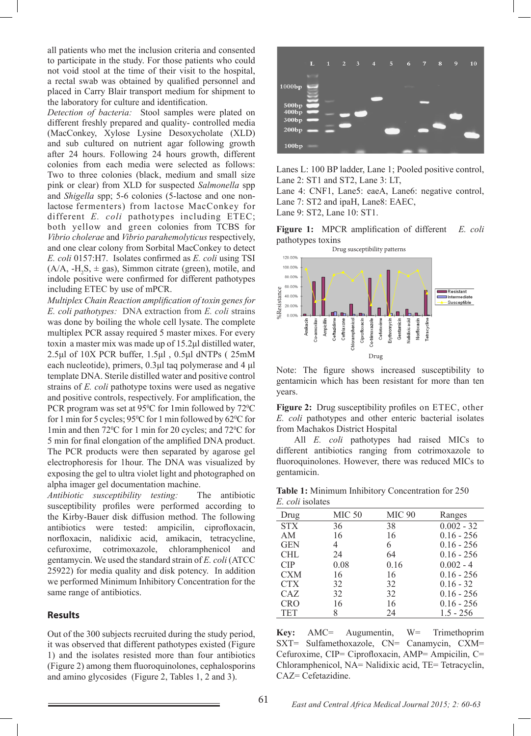all patients who met the inclusion criteria and consented to participate in the study. For those patients who could not void stool at the time of their visit to the hospital, a rectal swab was obtained by qualified personnel and placed in Carry Blair transport medium for shipment to the laboratory for culture and identification.

*Detection of bacteria:* Stool samples were plated on different freshly prepared and quality- controlled media (MacConkey, Xylose Lysine Desoxycholate (XLD) and sub cultured on nutrient agar following growth after 24 hours. Following 24 hours growth, different colonies from each media were selected as follows: Two to three colonies (black, medium and small size pink or clear) from XLD for suspected *Salmonella* spp and *Shigella* spp; 5-6 colonies (5-lactose and one non-lactose fermenters) from lactose MacConkey for different *E. coli* pathotypes including ETEC; both yellow and green colonies from TCBS for *Vibrio cholerae* and *Vibrio parahemolyticus* respectively, and one clear colony from Sorbital MacConkey to detect *E. coli* 0157:H7. Isolates confirmed as *E. coli* using TSI (A/A, -$H_2S$, ± gas), Simmon citrate (green), motile, and indole positive were confirmed for different pathotypes including ETEC by use of mPCR.

*Multiplex Chain Reaction amplification of toxin genes for E. coli pathotypes:* DNA extraction from *E. coli* strains was done by boiling the whole cell lysate. The complete multiplex PCR assay required 5 master mixes. For every toxin a master mix was made up of 15.2µl distilled water, 2.5µl of 10X PCR buffer, 1.5µl , 0.5µl dNTPs ( 25mM each nucleotide), primers, 0.3µl taq polymerase and 4 µl template DNA. Sterile distilled water and positive control strains of *E. coli* pathotype toxins were used as negative and positive controls, respectively. For amplification, the PCR program was set at 95⁰C for 1min followed by 72⁰C for 1 min for 5 cycles; 95⁰C for 1 min followed by 62⁰C for 1min and then 72⁰C for 1 min for 20 cycles; and 72⁰C for 5 min for final elongation of the amplified DNA product. The PCR products were then separated by agarose gel electrophoresis for 1hour. The DNA was visualized by exposing the gel to ultra violet light and photographed on alpha imager gel documentation machine.

*Antibiotic susceptibility testing:* The antibiotic susceptibility profiles were performed according to the Kirby-Bauer disk diffusion method. The following antibiotics were tested: ampicilin, ciprofloxacin, norfloxacin, nalidixic acid, amikacin, tetracycline, cefuroxime, cotrimoxazole, chloramphenicol and gentamycin. We used the standard strain of *E. coli* (ATCC 25922) for media quality and disk potency. In addition we performed Minimum Inhibitory Concentration for the same range of antibiotics.

## Results

Out of the 300 subjects recruited during the study period, it was observed that different pathotypes existed (Figure 1) and the isolates resisted more than four antibiotics (Figure 2) among them fluoroquinolones, cephalosporins and amino glycosides (Figure 2, Tables 1, 2 and 3).

Lanes L: 100 BP ladder, Lane 1; Pooled positive control, Lane 2: ST1 and ST2, Lane 3: LT,
Lane 4: CNF1, Lane5: eaeA, Lane6: negative control,
Lane 7: ST2 and ipaH, Lane8: EAEC,
Lane 9: ST2, Lane 10: ST1.

**Figure 1:** MPCR amplification of different *E. coli* pathotypes toxins

Note: The figure shows increased susceptibility to gentamicin which has been resistant for more than ten years.

**Figure 2:** Drug susceptibility profiles on ETEC, other *E. coli* pathotypes and other enteric bacterial isolates from Machakos District Hospital

All *E. coli* pathotypes had raised MICs to different antibiotics ranging from cotrimoxazole to fluoroquinolones. However, there was reduced MICs to gentamicin.

**Table 1:** Minimum Inhibitory Concentration for 250 *E. coli* isolates

| Drug | MIC 50 | MIC 90 | Ranges |
|---|---|---|---|
| STX | 36 | 38 | 0.002 - 32 |
| AM | 16 | 16 | 0.16 - 256 |
| GEN | 4 | 6 | 0.16 - 256 |
| CHL | 24 | 64 | 0.16 - 256 |
| CIP | 0.08 | 0.16 | 0.002 - 4 |
| CXM | 16 | 16 | 0.16 - 256 |
| CTX | 32 | 32 | 0.16 - 32 |
| CAZ | 32 | 32 | 0.16 - 256 |
| CRO | 16 | 16 | 0.16 - 256 |
| TET | 8 | 24 | 1.5 - 256 |

**Key:** AMC= Augumentin, W= Trimethoprim SXT= Sulfamethoxazole, CN= Canamycin, CXM= Cefuroxime, CIP= Ciprofloxacin, AMP= Ampicilin, C= Chloramphenicol, NA= Nalidixic acid, TE= Tetracyclin, CAZ= Cefetazidine.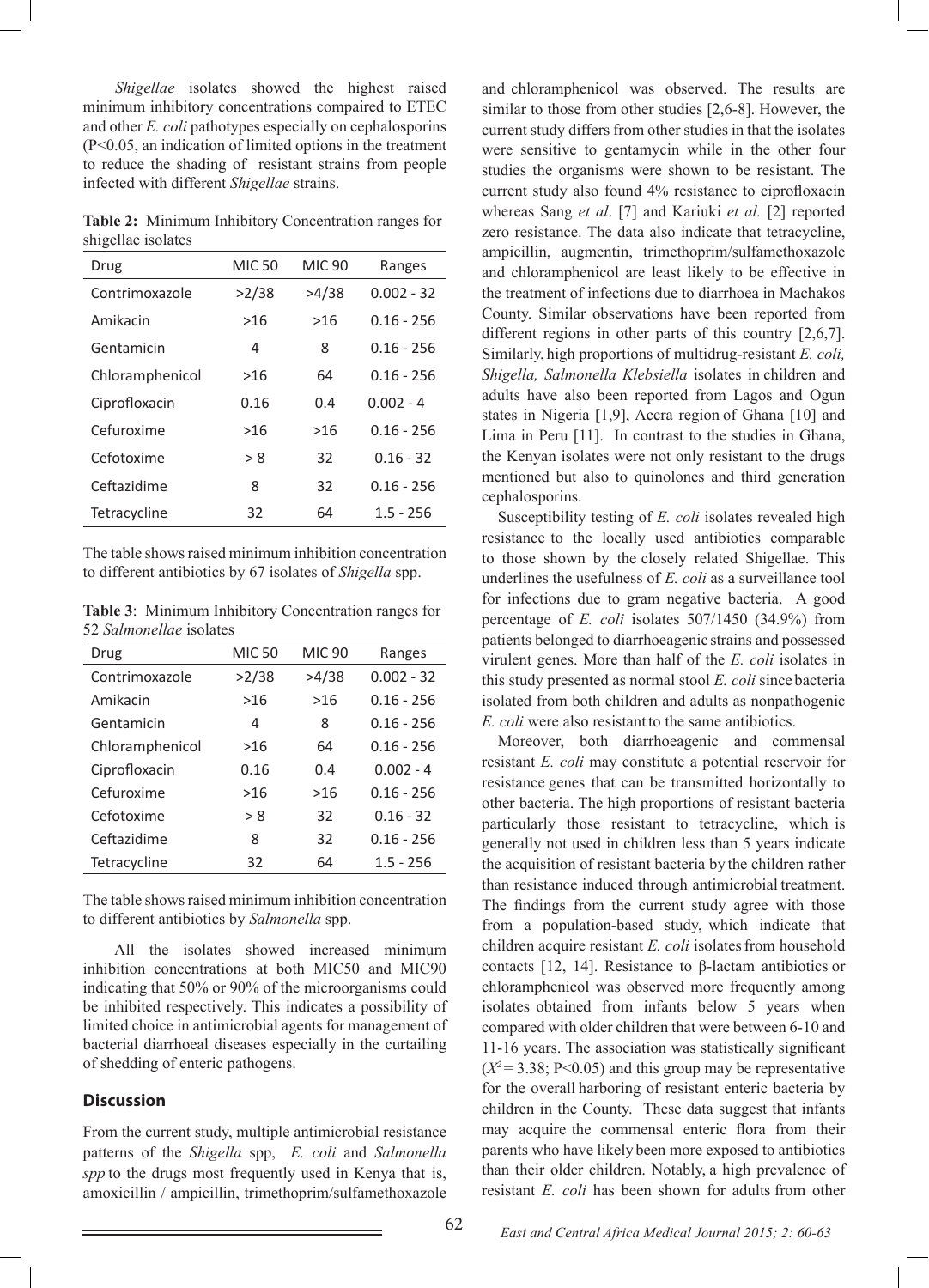*Shigellae* isolates showed the highest raised minimum inhibitory concentrations compaired to ETEC and other *E. coli* pathotypes especially on cephalosporins (P<0.05, an indication of limited options in the treatment to reduce the shading of resistant strains from people infected with different *Shigellae* strains.

**Table 2:** Minimum Inhibitory Concentration ranges for shigellae isolates

| Drug | MIC 50 | MIC 90 | Ranges |
|---|---|---|---|
| Contrimoxazole | >2/38 | >4/38 | 0.002 - 32 |
| Amikacin | >16 | >16 | 0.16 - 256 |
| Gentamicin | 4 | 8 | 0.16 - 256 |
| Chloramphenicol | >16 | 64 | 0.16 - 256 |
| Ciprofloxacin | 0.16 | 0.4 | 0.002 - 4 |
| Cefuroxime | >16 | >16 | 0.16 - 256 |
| Cefotoxime | > 8 | 32 | 0.16 - 32 |
| Ceftazidime | 8 | 32 | 0.16 - 256 |
| Tetracycline | 32 | 64 | 1.5 - 256 |

The table shows raised minimum inhibition concentration to different antibiotics by 67 isolates of *Shigella* spp.

**Table 3**: Minimum Inhibitory Concentration ranges for 52 *Salmonellae* isolates

| Drug | MIC 50 | MIC 90 | Ranges |
|---|---|---|---|
| Contrimoxazole | >2/38 | >4/38 | 0.002 - 32 |
| Amikacin | >16 | >16 | 0.16 - 256 |
| Gentamicin | 4 | 8 | 0.16 - 256 |
| Chloramphenicol | >16 | 64 | 0.16 - 256 |
| Ciprofloxacin | 0.16 | 0.4 | 0.002 - 4 |
| Cefuroxime | >16 | >16 | 0.16 - 256 |
| Cefotoxime | > 8 | 32 | 0.16 - 32 |
| Ceftazidime | 8 | 32 | 0.16 - 256 |
| Tetracycline | 32 | 64 | 1.5 - 256 |

The table shows raised minimum inhibition concentration to different antibiotics by *Salmonella* spp.

All the isolates showed increased minimum inhibition concentrations at both MIC50 and MIC90 indicating that 50% or 90% of the microorganisms could be inhibited respectively. This indicates a possibility of limited choice in antimicrobial agents for management of bacterial diarrhoeal diseases especially in the curtailing of shedding of enteric pathogens.

## Discussion

From the current study, multiple antimicrobial resistance patterns of the *Shigella* spp, *E. coli* and *Salmonella spp* to the drugs most frequently used in Kenya that is, amoxicillin / ampicillin, trimethoprim/sulfamethoxazole and chloramphenicol was observed. The results are similar to those from other studies [2,6-8]. However, the current study differs from other studies in that the isolates were sensitive to gentamycin while in the other four studies the organisms were shown to be resistant. The current study also found 4% resistance to ciprofloxacin whereas Sang *et al*. [7] and Kariuki *et al.* [2] reported zero resistance. The data also indicate that tetracycline, ampicillin, augmentin, trimethoprim/sulfamethoxazole and chloramphenicol are least likely to be effective in the treatment of infections due to diarrhoea in Machakos County. Similar observations have been reported from different regions in other parts of this country [2,6,7]. Similarly, high proportions of multidrug-resistant *E. coli, Shigella, Salmonella Klebsiella* isolates in children and adults have also been reported from Lagos and Ogun states in Nigeria [1,9], Accra region of Ghana [10] and Lima in Peru [11]. In contrast to the studies in Ghana, the Kenyan isolates were not only resistant to the drugs mentioned but also to quinolones and third generation cephalosporins.

Susceptibility testing of *E. coli* isolates revealed high resistance to the locally used antibiotics comparable to those shown by the closely related Shigellae. This underlines the usefulness of *E. coli* as a surveillance tool for infections due to gram negative bacteria. A good percentage of *E. coli* isolates 507/1450 (34.9%) from patients belonged to diarrhoeagenic strains and possessed virulent genes. More than half of the *E. coli* isolates in this study presented as normal stool *E. coli* since bacteria isolated from both children and adults as nonpathogenic *E. coli* were also resistant to the same antibiotics.

Moreover, both diarrhoeagenic and commensal resistant *E. coli* may constitute a potential reservoir for resistance genes that can be transmitted horizontally to other bacteria. The high proportions of resistant bacteria particularly those resistant to tetracycline, which is generally not used in children less than 5 years indicate the acquisition of resistant bacteria by the children rather than resistance induced through antimicrobial treatment. The findings from the current study agree with those from a population-based study, which indicate that children acquire resistant *E. coli* isolates from household contacts [12, 14]. Resistance to β-lactam antibiotics or chloramphenicol was observed more frequently among isolates obtained from infants below 5 years when compared with older children that were between 6-10 and 11-16 years. The association was statistically significant ($X^2 = 3.38$; P<0.05) and this group may be representative for the overall harboring of resistant enteric bacteria by children in the County. These data suggest that infants may acquire the commensal enteric flora from their parents who have likely been more exposed to antibiotics than their older children. Notably, a high prevalence of resistant *E. coli* has been shown for adults from other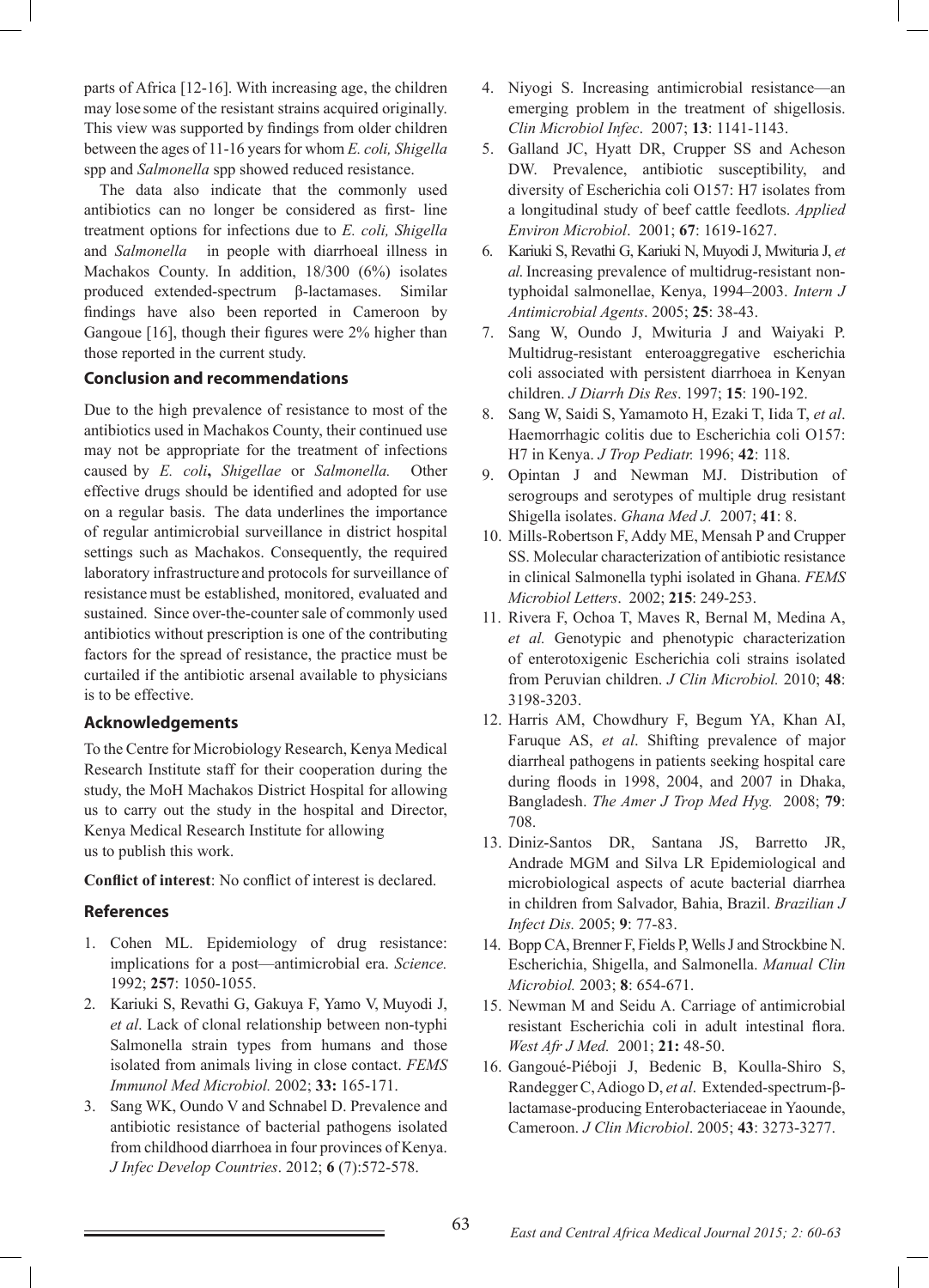parts of Africa [12-16]. With increasing age, the children may lose some of the resistant strains acquired originally. This view was supported by findings from older children between the ages of 11-16 years for whom *E. coli, Shigella* spp and *Salmonella* spp showed reduced resistance.

The data also indicate that the commonly used antibiotics can no longer be considered as first- line treatment options for infections due to *E. coli, Shigella* and *Salmonella* in people with diarrhoeal illness in Machakos County. In addition, 18/300 (6%) isolates produced extended-spectrum β-lactamases. Similar findings have also been reported in Cameroon by Gangoue [16], though their figures were 2% higher than those reported in the current study.

## Conclusion and recommendations

Due to the high prevalence of resistance to most of the antibiotics used in Machakos County, their continued use may not be appropriate for the treatment of infections caused by *E. coli***,** *Shigellae* or *Salmonella.* Other effective drugs should be identified and adopted for use on a regular basis. The data underlines the importance of regular antimicrobial surveillance in district hospital settings such as Machakos. Consequently, the required laboratory infrastructure and protocols for surveillance of resistance must be established, monitored, evaluated and sustained. Since over-the-counter sale of commonly used antibiotics without prescription is one of the contributing factors for the spread of resistance, the practice must be curtailed if the antibiotic arsenal available to physicians is to be effective.

## Acknowledgements

To the Centre for Microbiology Research, Kenya Medical Research Institute staff for their cooperation during the study, the MoH Machakos District Hospital for allowing us to carry out the study in the hospital and Director, Kenya Medical Research Institute for allowing us to publish this work.

**Conflict of interest**: No conflict of interest is declared.

## References

1. Cohen ML. Epidemiology of drug resistance: implications for a post—antimicrobial era. *Science.* 1992; **257**: 1050-1055.
2. Kariuki S, Revathi G, Gakuya F, Yamo V, Muyodi J, *et al*. Lack of clonal relationship between non-typhi Salmonella strain types from humans and those isolated from animals living in close contact. *FEMS Immunol Med Microbiol.* 2002; **33:** 165-171.
3. Sang WK, Oundo V and Schnabel D. Prevalence and antibiotic resistance of bacterial pathogens isolated from childhood diarrhoea in four provinces of Kenya. *J Infec Develop Countries*. 2012; **6** (7):572-578.
4. Niyogi S. Increasing antimicrobial resistance—an emerging problem in the treatment of shigellosis. *Clin Microbiol Infec*. 2007; **13**: 1141-1143.
5. Galland JC, Hyatt DR, Crupper SS and Acheson DW. Prevalence, antibiotic susceptibility, and diversity of Escherichia coli O157: H7 isolates from a longitudinal study of beef cattle feedlots. *Applied Environ Microbiol*. 2001; **67**: 1619-1627.
6. Kariuki S, Revathi G, Kariuki N, Muyodi J, Mwituria J, *et al.* Increasing prevalence of multidrug-resistant non-typhoid salmonellae, Kenya, 1994–2003. *Intern J Antimicrobial Agents*. 2005; **25**: 38-43.
7. Sang W, Oundo J, Mwituria J and Waiyaki P. Multidrug-resistant enteroaggregative escherichia coli associated with persistent diarrhoea in Kenyan children. *J Diarrh Dis Res*. 1997; **15**: 190-192.
8. Sang W, Saidi S, Yamamoto H, Ezaki T, Iida T, *et al*. Haemorrhagic colitis due to Escherichia coli O157: H7 in Kenya. *J Trop Pediatr.* 1996; **42**: 118.
9. Opintan J and Newman MJ. Distribution of serogroups and serotypes of multiple drug resistant Shigella isolates. *Ghana Med J.* 2007; **41**: 8.
10. Mills-Robertson F, Addy ME, Mensah P and Crupper SS. Molecular characterization of antibiotic resistance in clinical Salmonella typhi isolated in Ghana. *FEMS Microbiol Letters*. 2002; **215**: 249-253.
11. Rivera F, Ochoa T, Maves R, Bernal M, Medina A, *et al.* Genotypic and phenotypic characterization of enterotoxigenic Escherichia coli strains isolated from Peruvian children. *J Clin Microbiol.* 2010; **48**: 3198-3203.
12. Harris AM, Chowdhury F, Begum YA, Khan AI, Faruque AS, *et al*. Shifting prevalence of major diarrheal pathogens in patients seeking hospital care during floods in 1998, 2004, and 2007 in Dhaka, Bangladesh. *The Amer J Trop Med Hyg.* 2008; **79**: 708.
13. Diniz-Santos DR, Santana JS, Barretto JR, Andrade MGM and Silva LR Epidemiological and microbiological aspects of acute bacterial diarrhea in children from Salvador, Bahia, Brazil. *Brazilian J Infect Dis.* 2005; **9**: 77-83.
14. Bopp CA, Brenner F, Fields P, Wells J and Strockbine N. Escherichia, Shigella, and Salmonella. *Manual Clin Microbiol.* 2003; **8**: 654-671.
15. Newman M and Seidu A. Carriage of antimicrobial resistant Escherichia coli in adult intestinal flora. *West Afr J Med.* 2001; **21:** 48-50.
16. Gangoué-Piéboji J, Bedenic B, Koulla-Shiro S, Randegger C, Adiogo D, *et al.* Extended-spectrum-β-lactamase-producing Enterobacteriaceae in Yaounde, Cameroon. *J Clin Microbiol*. 2005; **43**: 3273-3277.